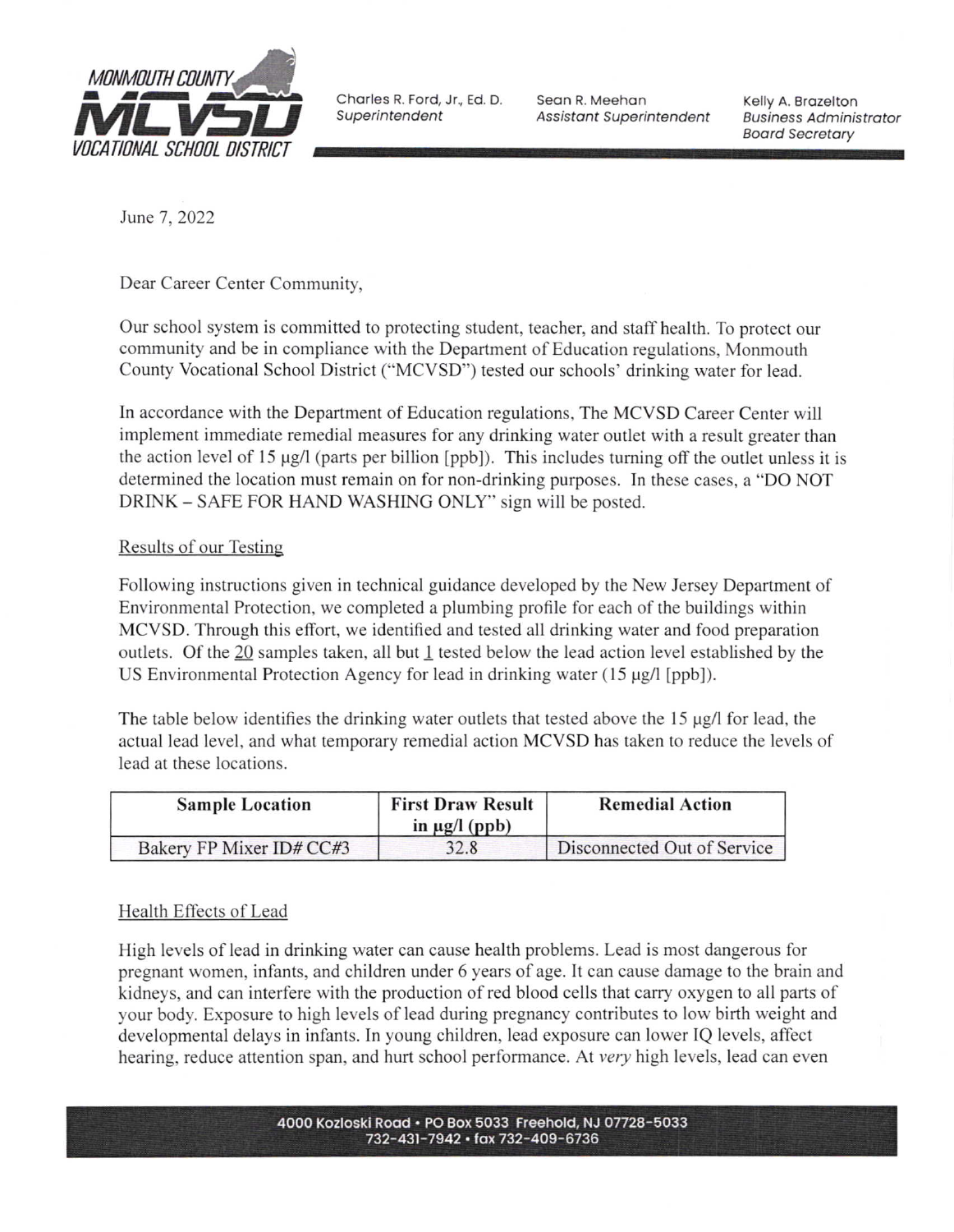MONMOUTH COUNTY MCVSD VOCATIONAL SCHOOL DISTRICT

Charles R. Ford, Jr., Ed. D.
*Superintendent*

Sean R. Meehan
*Assistant Superintendent*

Kelly A. Brazelton
*Business Administrator*
*Board Secretary*

June 7, 2022

Dear Career Center Community,

Our school system is committed to protecting student, teacher, and staff health. To protect our community and be in compliance with the Department of Education regulations, Monmouth County Vocational School District ("MCVSD") tested our schools' drinking water for lead.

In accordance with the Department of Education regulations, The MCVSD Career Center will implement immediate remedial measures for any drinking water outlet with a result greater than the action level of 15 µg/l (parts per billion [ppb]). This includes turning off the outlet unless it is determined the location must remain on for non-drinking purposes. In these cases, a "DO NOT DRINK – SAFE FOR HAND WASHING ONLY" sign will be posted.

## Results of our Testing

Following instructions given in technical guidance developed by the New Jersey Department of Environmental Protection, we completed a plumbing profile for each of the buildings within MCVSD. Through this effort, we identified and tested all drinking water and food preparation outlets. Of the 20 samples taken, all but 1 tested below the lead action level established by the US Environmental Protection Agency for lead in drinking water (15 µg/l [ppb]).

The table below identifies the drinking water outlets that tested above the 15 µg/l for lead, the actual lead level, and what temporary remedial action MCVSD has taken to reduce the levels of lead at these locations.

| Sample Location | First Draw Result in µg/l (ppb) | Remedial Action |
|---|---|---|
| Bakery FP Mixer ID# CC#3 | 32.8 | Disconnected Out of Service |

## Health Effects of Lead

High levels of lead in drinking water can cause health problems. Lead is most dangerous for pregnant women, infants, and children under 6 years of age. It can cause damage to the brain and kidneys, and can interfere with the production of red blood cells that carry oxygen to all parts of your body. Exposure to high levels of lead during pregnancy contributes to low birth weight and developmental delays in infants. In young children, lead exposure can lower IQ levels, affect hearing, reduce attention span, and hurt school performance. At *very* high levels, lead can even

4000 Kozloski Road • PO Box 5033 Freehold, NJ 07728-5033
732-431-7942 • fax 732-409-6736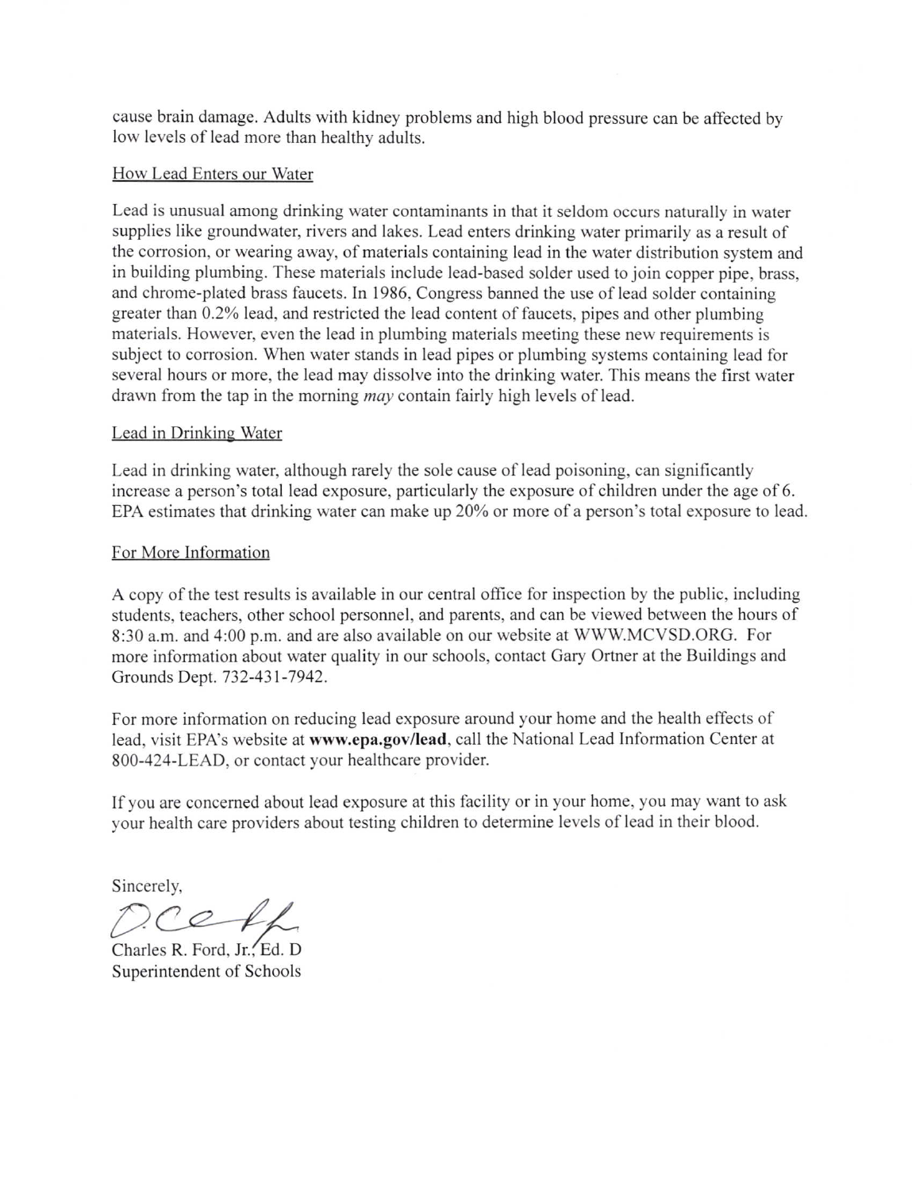cause brain damage. Adults with kidney problems and high blood pressure can be affected by low levels of lead more than healthy adults.

How Lead Enters our Water

Lead is unusual among drinking water contaminants in that it seldom occurs naturally in water supplies like groundwater, rivers and lakes. Lead enters drinking water primarily as a result of the corrosion, or wearing away, of materials containing lead in the water distribution system and in building plumbing. These materials include lead-based solder used to join copper pipe, brass, and chrome-plated brass faucets. In 1986, Congress banned the use of lead solder containing greater than 0.2% lead, and restricted the lead content of faucets, pipes and other plumbing materials. However, even the lead in plumbing materials meeting these new requirements is subject to corrosion. When water stands in lead pipes or plumbing systems containing lead for several hours or more, the lead may dissolve into the drinking water. This means the first water drawn from the tap in the morning *may* contain fairly high levels of lead.

Lead in Drinking Water

Lead in drinking water, although rarely the sole cause of lead poisoning, can significantly increase a person's total lead exposure, particularly the exposure of children under the age of 6. EPA estimates that drinking water can make up 20% or more of a person's total exposure to lead.

For More Information

A copy of the test results is available in our central office for inspection by the public, including students, teachers, other school personnel, and parents, and can be viewed between the hours of 8:30 a.m. and 4:00 p.m. and are also available on our website at WWW.MCVSD.ORG. For more information about water quality in our schools, contact Gary Ortner at the Buildings and Grounds Dept. 732-431-7942.

For more information on reducing lead exposure around your home and the health effects of lead, visit EPA's website at **www.epa.gov/lead**, call the National Lead Information Center at 800-424-LEAD, or contact your healthcare provider.

If you are concerned about lead exposure at this facility or in your home, you may want to ask your health care providers about testing children to determine levels of lead in their blood.

Sincerely,

Charles R. Ford, Jr., Ed. D
Superintendent of Schools